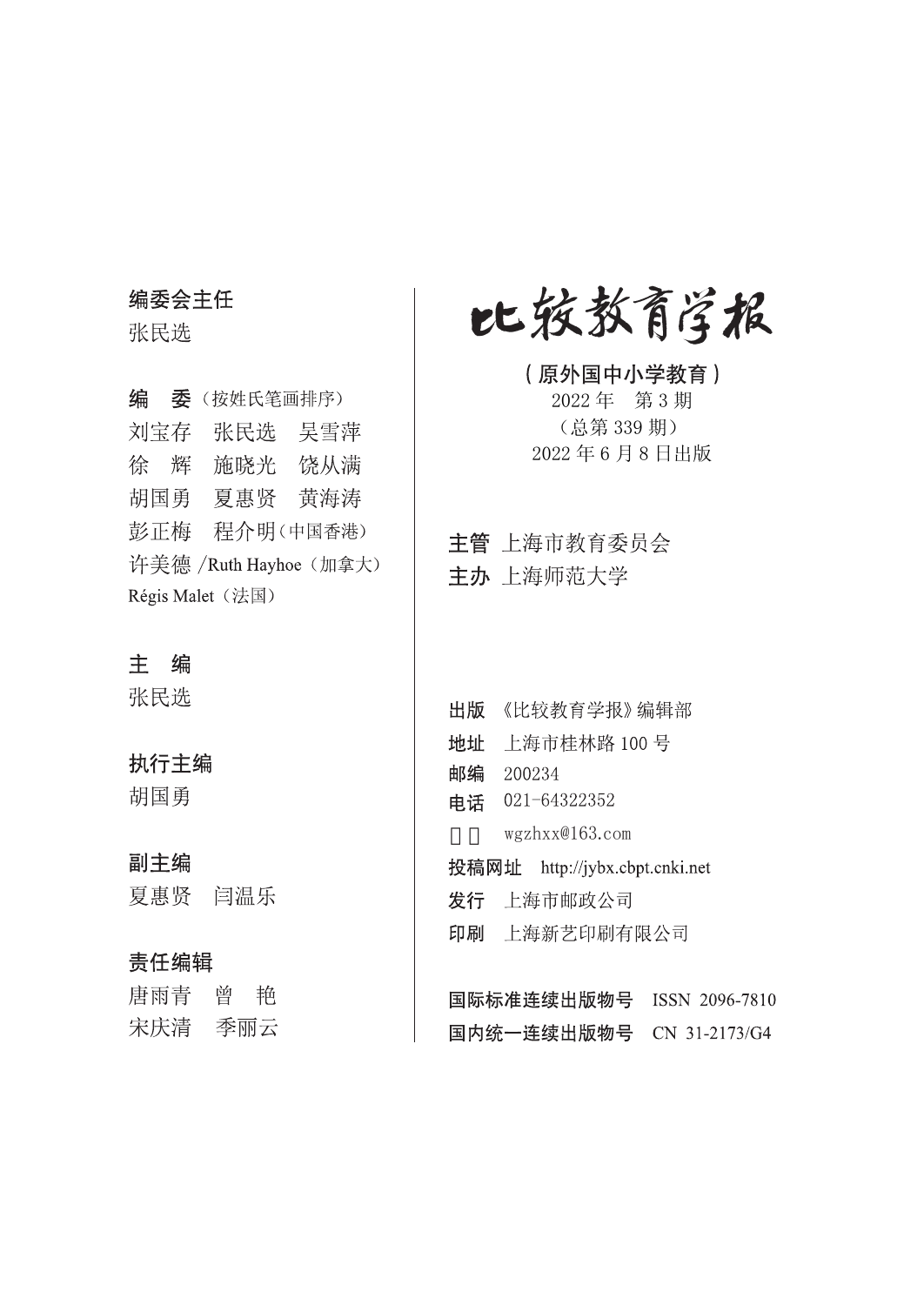# 比较教育学报

**（原外国中小学教育）**

2022 年　第 3 期

（总第 339 期）

2022 年 6 月 8 日出版

**主管** 上海市教育委员会

**主办** 上海师范大学

**出版** 《比较教育学报》编辑部

**地址** 上海市桂林路 100 号

**邮编** 200234

**电话** 021-64322352

wgzhxx@163.com

**投稿网址** http://jybx.cbpt.cnki.net

**发行** 上海市邮政公司

**印刷** 上海新艺印刷有限公司

**国际标准连续出版物号** ISSN 2096-7810

**国内统一连续出版物号** CN 31-2173/G4

**编委会主任**

张民选

**编　委**（按姓氏笔画排序）

刘宝存　张民选　吴雪萍

徐　辉　施晓光　饶从满

胡国勇　夏惠贤　黄海涛

彭正梅　程介明（中国香港）

许美德 /Ruth Hayhoe（加拿大）

Régis Malet（法国）

**主　编**

张民选

**执行主编**

胡国勇

**副主编**

夏惠贤　闫温乐

**责任编辑**

唐雨青　曾　艳

宋庆清　季丽云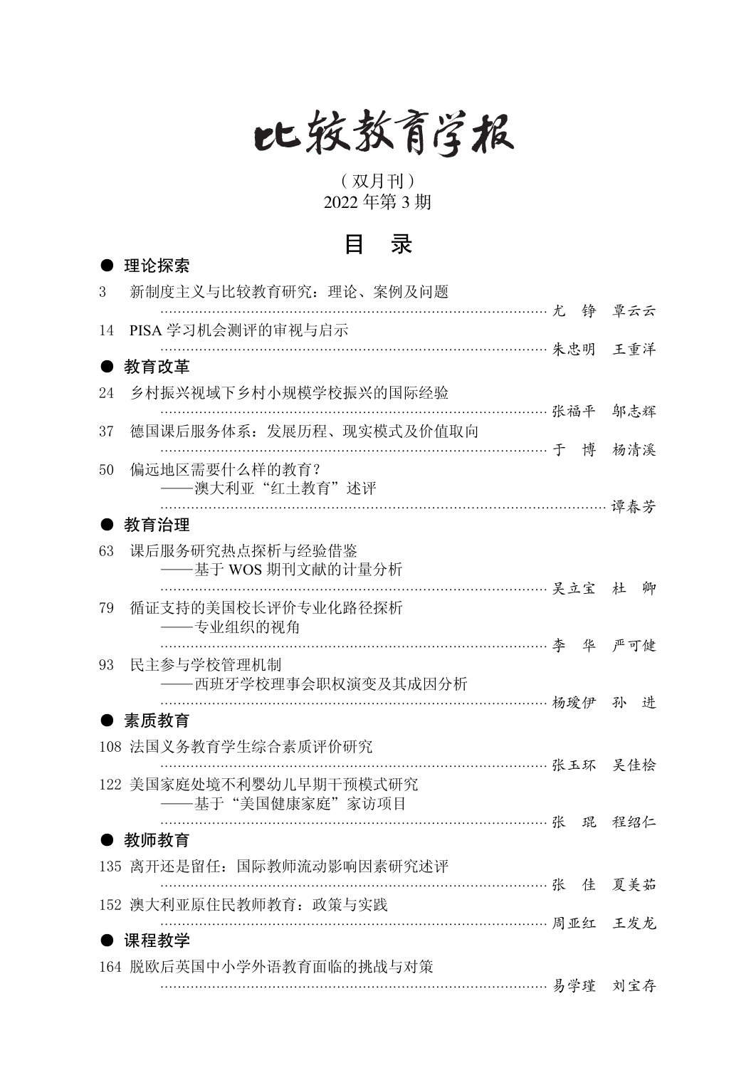# 比较教育学报

（双月刊）

2022 年第 3 期

## 目　录

### ● 理论探索

3　新制度主义与比较教育研究：理论、案例及问题 ………… 尤　铮　覃云云

14　PISA 学习机会测评的审视与启示 ………… 朱忠明　王重洋

### ● 教育改革

24　乡村振兴视域下乡村小规模学校振兴的国际经验 ………… 张福平　邬志辉

37　德国课后服务体系：发展历程、现实模式及价值取向 ………… 于　博　杨清溪

50　偏远地区需要什么样的教育？
　　——澳大利亚“红土教育”述评 ………… 谭春芳

### ● 教育治理

63　课后服务研究热点探析与经验借鉴
　　——基于 WOS 期刊文献的计量分析 ………… 吴立宝　杜　卿

79　循证支持的美国校长评价专业化路径探析
　　——专业组织的视角 ………… 李　华　严可健

93　民主参与学校管理机制
　　——西班牙学校理事会职权演变及其成因分析 ………… 杨瑷伊　孙　进

### ● 素质教育

108　法国义务教育学生综合素质评价研究 ………… 张玉环　吴佳桧

122　美国家庭处境不利婴幼儿早期干预模式研究
　　——基于“美国健康家庭”家访项目 ………… 张　琨　程绍仁

### ● 教师教育

135　离开还是留任：国际教师流动影响因素研究述评 ………… 张　佳　夏美茹

152　澳大利亚原住民教师教育：政策与实践 ………… 周亚红　王发龙

### ● 课程教学

164　脱欧后英国中小学外语教育面临的挑战与对策 ………… 易学瑾　刘宝存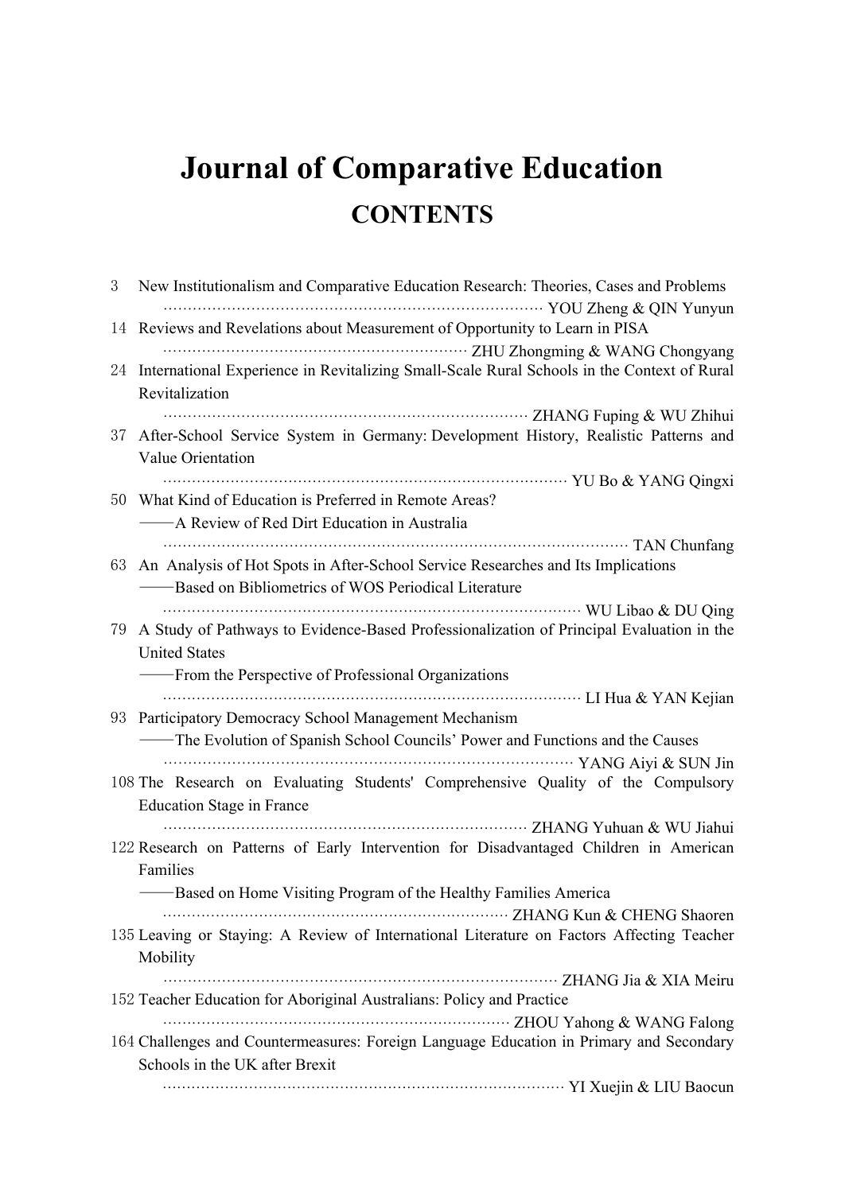# Journal of Comparative Education

## CONTENTS

3 New Institutionalism and Comparative Education Research: Theories, Cases and Problems
…………………………………………………………………… YOU Zheng & QIN Yunyun

14 Reviews and Revelations about Measurement of Opportunity to Learn in PISA
……………………………………………………… ZHU Zhongming & WANG Chongyang

24 International Experience in Revitalizing Small-Scale Rural Schools in the Context of Rural Revitalization
…………………………………………………………………… ZHANG Fuping & WU Zhihui

37 After-School Service System in Germany: Development History, Realistic Patterns and Value Orientation
………………………………………………………………………… YU Bo & YANG Qingxi

50 What Kind of Education is Preferred in Remote Areas?
——A Review of Red Dirt Education in Australia
……………………………………………………………………………… TAN Chunfang

63 An Analysis of Hot Spots in After-School Service Researches and Its Implications
——Based on Bibliometrics of WOS Periodical Literature
………………………………………………………………………… WU Libao & DU Qing

79 A Study of Pathways to Evidence-Based Professionalization of Principal Evaluation in the United States
——From the Perspective of Professional Organizations
………………………………………………………………………… LI Hua & YAN Kejian

93 Participatory Democracy School Management Mechanism
——The Evolution of Spanish School Councils' Power and Functions and the Causes
……………………………………………………………………… YANG Aiyi & SUN Jin

108 The Research on Evaluating Students' Comprehensive Quality of the Compulsory Education Stage in France
…………………………………………………………………… ZHANG Yuhuan & WU Jiahui

122 Research on Patterns of Early Intervention for Disadvantaged Children in American Families
——Based on Home Visiting Program of the Healthy Families America
……………………………………………………………… ZHANG Kun & CHENG Shaoren

135 Leaving or Staying: A Review of International Literature on Factors Affecting Teacher Mobility
……………………………………………………………………… ZHANG Jia & XIA Meiru

152 Teacher Education for Aboriginal Australians: Policy and Practice
……………………………………………………………… ZHOU Yahong & WANG Falong

164 Challenges and Countermeasures: Foreign Language Education in Primary and Secondary Schools in the UK after Brexit
……………………………………………………………………… YI Xuejin & LIU Baocun